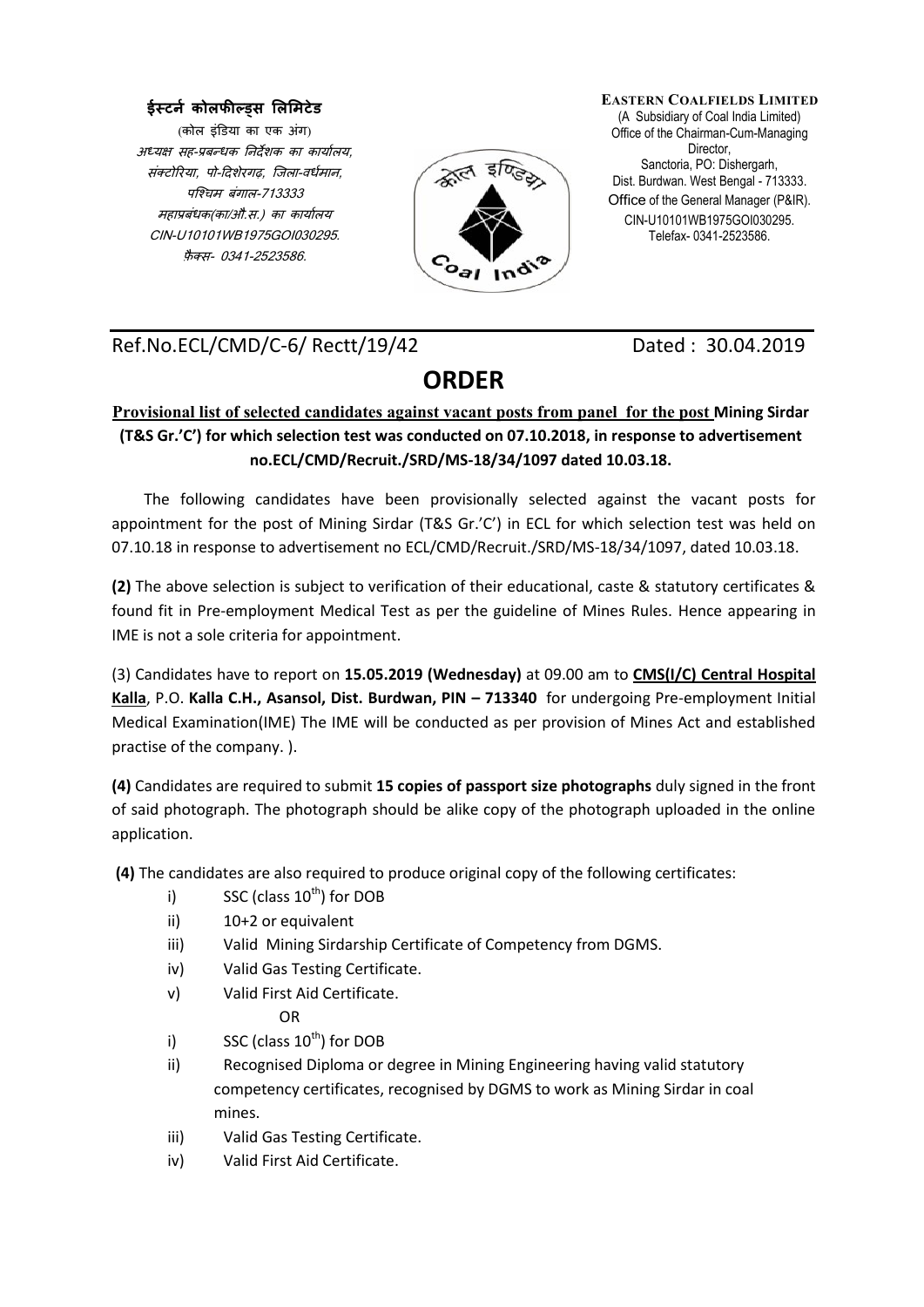**ईस्टर्न कोलफील्ड्स लिमिटेड**
(कोल इंडिया का एक अंग)
*अध्यक्ष सह-प्रबन्धक निर्देशक का कार्यालय,*
*संक्टोरिया, पो-दिशेरगढ़, जिला-वर्धमान,*
*पश्चिम बंगाल-713333*
*महाप्रबंधक(का/औ.स.) का कार्यालय*
*CIN-U10101WB1975GOI030295.*
*फ़ैक्स- 0341-2523586.*

**EASTERN COALFIELDS LIMITED**
(A Subsidiary of Coal India Limited)
Office of the Chairman-Cum-Managing Director,
Sanctoria, PO: Dishergarh,
Dist. Burdwan. West Bengal - 713333.
Office of the General Manager (P&IR).
CIN-U10101WB1975GOI030295.
Telefax- 0341-2523586.

Ref.No.ECL/CMD/C-6/ Rectt/19/42 Dated : 30.04.2019

# ORDER

**Provisional list of selected candidates against vacant posts from panel for the post Mining Sirdar (T&S Gr.'C') for which selection test was conducted on 07.10.2018, in response to advertisement no.ECL/CMD/Recruit./SRD/MS-18/34/1097 dated 10.03.18.**

The following candidates have been provisionally selected against the vacant posts for appointment for the post of Mining Sirdar (T&S Gr.'C') in ECL for which selection test was held on 07.10.18 in response to advertisement no ECL/CMD/Recruit./SRD/MS-18/34/1097, dated 10.03.18.

**(2)** The above selection is subject to verification of their educational, caste & statutory certificates & found fit in Pre-employment Medical Test as per the guideline of Mines Rules. Hence appearing in IME is not a sole criteria for appointment.

(3) Candidates have to report on **15.05.2019 (Wednesday)** at 09.00 am to **CMS(I/C) Central Hospital Kalla**, P.O. **Kalla C.H., Asansol, Dist. Burdwan, PIN – 713340** for undergoing Pre-employment Initial Medical Examination(IME) The IME will be conducted as per provision of Mines Act and established practise of the company. ).

**(4)** Candidates are required to submit **15 copies of passport size photographs** duly signed in the front of said photograph. The photograph should be alike copy of the photograph uploaded in the online application.

**(4)** The candidates are also required to produce original copy of the following certificates:

i) SSC (class 10th) for DOB
ii) 10+2 or equivalent
iii) Valid Mining Sirdarship Certificate of Competency from DGMS.
iv) Valid Gas Testing Certificate.
v) Valid First Aid Certificate.

OR

i) SSC (class 10th) for DOB
ii) Recognised Diploma or degree in Mining Engineering having valid statutory competency certificates, recognised by DGMS to work as Mining Sirdar in coal mines.
iii) Valid Gas Testing Certificate.
iv) Valid First Aid Certificate.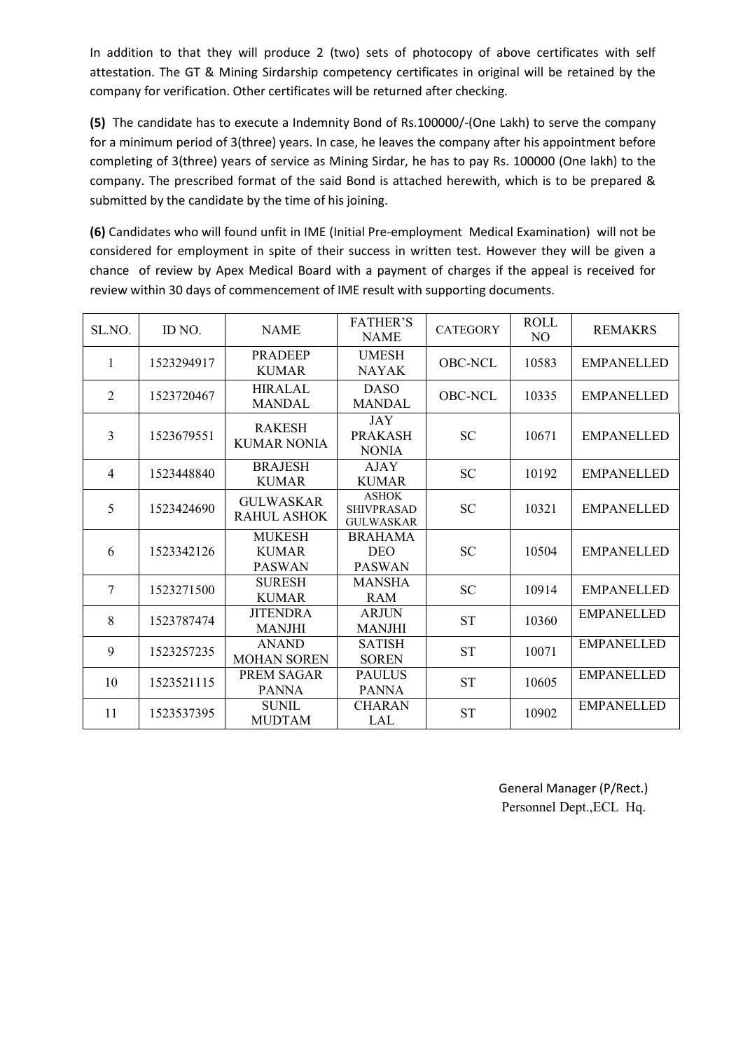In addition to that they will produce 2 (two) sets of photocopy of above certificates with self attestation. The GT & Mining Sirdarship competency certificates in original will be retained by the company for verification. Other certificates will be returned after checking.

**(5)** The candidate has to execute a Indemnity Bond of Rs.100000/-(One Lakh) to serve the company for a minimum period of 3(three) years. In case, he leaves the company after his appointment before completing of 3(three) years of service as Mining Sirdar, he has to pay Rs. 100000 (One lakh) to the company. The prescribed format of the said Bond is attached herewith, which is to be prepared & submitted by the candidate by the time of his joining.

**(6)** Candidates who will found unfit in IME (Initial Pre-employment Medical Examination) will not be considered for employment in spite of their success in written test. However they will be given a chance of review by Apex Medical Board with a payment of charges if the appeal is received for review within 30 days of commencement of IME result with supporting documents.

| SL.NO. | ID NO. | NAME | FATHER'S NAME | CATEGORY | ROLL NO | REMAKRS |
|---|---|---|---|---|---|---|
| 1 | 1523294917 | PRADEEP KUMAR | UMESH NAYAK | OBC-NCL | 10583 | EMPANELLED |
| 2 | 1523720467 | HIRALAL MANDAL | DASO MANDAL | OBC-NCL | 10335 | EMPANELLED |
| 3 | 1523679551 | RAKESH KUMAR NONIA | JAY PRAKASH NONIA | SC | 10671 | EMPANELLED |
| 4 | 1523448840 | BRAJESH KUMAR | AJAY KUMAR | SC | 10192 | EMPANELLED |
| 5 | 1523424690 | GULWASKAR RAHUL ASHOK | ASHOK SHIVPRASAD GULWASKAR | SC | 10321 | EMPANELLED |
| 6 | 1523342126 | MUKESH KUMAR PASWAN | BRAHAMA DEO PASWAN | SC | 10504 | EMPANELLED |
| 7 | 1523271500 | SURESH KUMAR | MANSHA RAM | SC | 10914 | EMPANELLED |
| 8 | 1523787474 | JITENDRA MANJHI | ARJUN MANJHI | ST | 10360 | EMPANELLED |
| 9 | 1523257235 | ANAND MOHAN SOREN | SATISH SOREN | ST | 10071 | EMPANELLED |
| 10 | 1523521115 | PREM SAGAR PANNA | PAULUS PANNA | ST | 10605 | EMPANELLED |
| 11 | 1523537395 | SUNIL MUDTAM | CHARAN LAL | ST | 10902 | EMPANELLED |

General Manager (P/Rect.)
Personnel Dept.,ECL Hq.